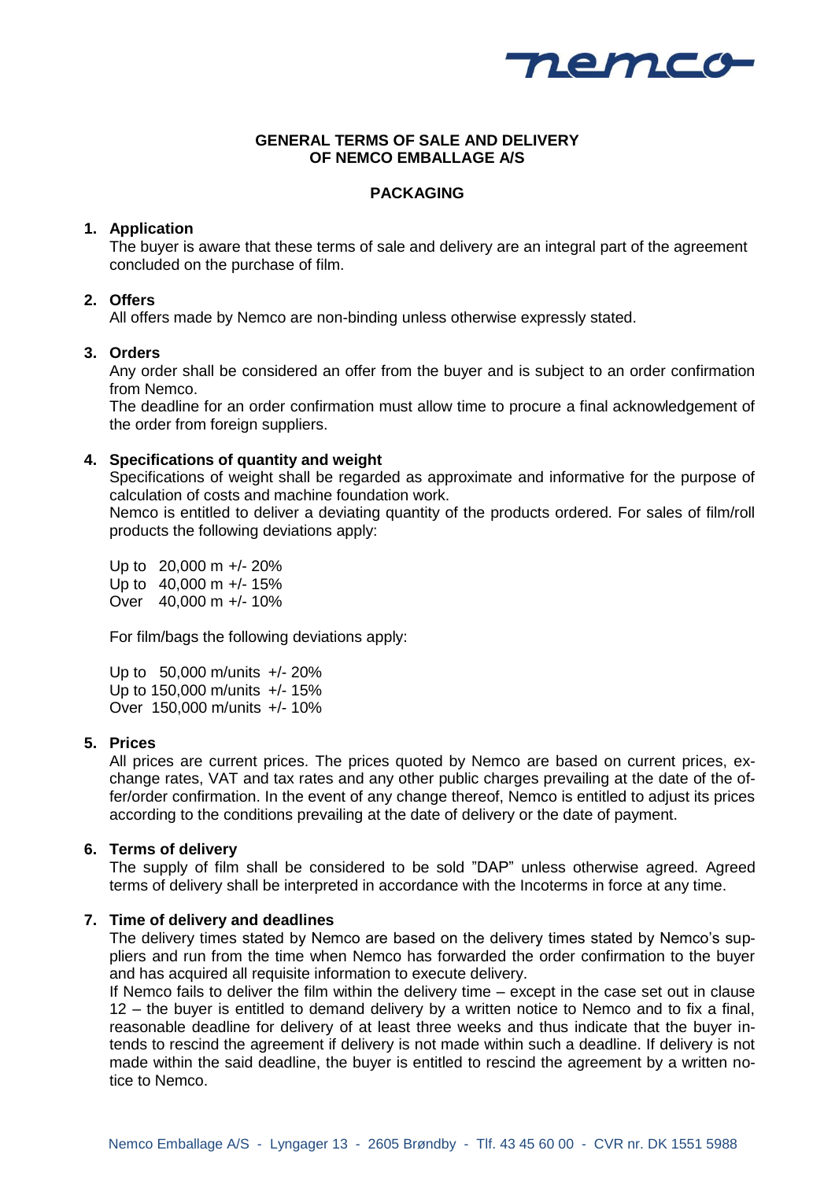# GENERAL TERMS OF SALE AND DELIVERY OF NEMCO EMBALLAGE A/S

## PACKAGING

### 1. Application

The buyer is aware that these terms of sale and delivery are an integral part of the agreement concluded on the purchase of film.

### 2. Offers

All offers made by Nemco are non-binding unless otherwise expressly stated.

### 3. Orders

Any order shall be considered an offer from the buyer and is subject to an order confirmation from Nemco.

The deadline for an order confirmation must allow time to procure a final acknowledgement of the order from foreign suppliers.

### 4. Specifications of quantity and weight

Specifications of weight shall be regarded as approximate and informative for the purpose of calculation of costs and machine foundation work.

Nemco is entitled to deliver a deviating quantity of the products ordered. For sales of film/roll products the following deviations apply:

Up to 20,000 m +/- 20%
Up to 40,000 m +/- 15%
Over 40,000 m +/- 10%

For film/bags the following deviations apply:

Up to 50,000 m/units +/- 20%
Up to 150,000 m/units +/- 15%
Over 150,000 m/units +/- 10%

### 5. Prices

All prices are current prices. The prices quoted by Nemco are based on current prices, exchange rates, VAT and tax rates and any other public charges prevailing at the date of the offer/order confirmation. In the event of any change thereof, Nemco is entitled to adjust its prices according to the conditions prevailing at the date of delivery or the date of payment.

### 6. Terms of delivery

The supply of film shall be considered to be sold "DAP" unless otherwise agreed. Agreed terms of delivery shall be interpreted in accordance with the Incoterms in force at any time.

### 7. Time of delivery and deadlines

The delivery times stated by Nemco are based on the delivery times stated by Nemco's suppliers and run from the time when Nemco has forwarded the order confirmation to the buyer and has acquired all requisite information to execute delivery.

If Nemco fails to deliver the film within the delivery time – except in the case set out in clause 12 – the buyer is entitled to demand delivery by a written notice to Nemco and to fix a final, reasonable deadline for delivery of at least three weeks and thus indicate that the buyer intends to rescind the agreement if delivery is not made within such a deadline. If delivery is not made within the said deadline, the buyer is entitled to rescind the agreement by a written notice to Nemco.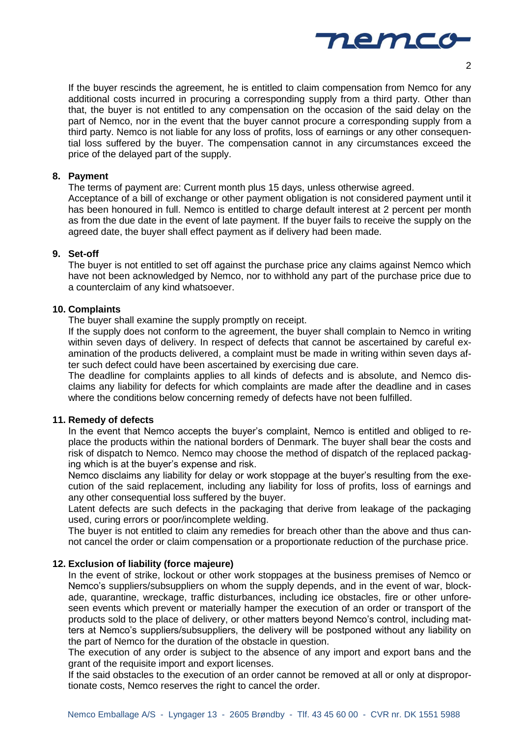If the buyer rescinds the agreement, he is entitled to claim compensation from Nemco for any additional costs incurred in procuring a corresponding supply from a third party. Other than that, the buyer is not entitled to any compensation on the occasion of the said delay on the part of Nemco, nor in the event that the buyer cannot procure a corresponding supply from a third party. Nemco is not liable for any loss of profits, loss of earnings or any other consequential loss suffered by the buyer. The compensation cannot in any circumstances exceed the price of the delayed part of the supply.

**8. Payment**

The terms of payment are: Current month plus 15 days, unless otherwise agreed.
Acceptance of a bill of exchange or other payment obligation is not considered payment until it has been honoured in full. Nemco is entitled to charge default interest at 2 percent per month as from the due date in the event of late payment. If the buyer fails to receive the supply on the agreed date, the buyer shall effect payment as if delivery had been made.

**9. Set-off**

The buyer is not entitled to set off against the purchase price any claims against Nemco which have not been acknowledged by Nemco, nor to withhold any part of the purchase price due to a counterclaim of any kind whatsoever.

**10. Complaints**

The buyer shall examine the supply promptly on receipt.
If the supply does not conform to the agreement, the buyer shall complain to Nemco in writing within seven days of delivery. In respect of defects that cannot be ascertained by careful examination of the products delivered, a complaint must be made in writing within seven days after such defect could have been ascertained by exercising due care.
The deadline for complaints applies to all kinds of defects and is absolute, and Nemco disclaims any liability for defects for which complaints are made after the deadline and in cases where the conditions below concerning remedy of defects have not been fulfilled.

**11. Remedy of defects**

In the event that Nemco accepts the buyer's complaint, Nemco is entitled and obliged to replace the products within the national borders of Denmark. The buyer shall bear the costs and risk of dispatch to Nemco. Nemco may choose the method of dispatch of the replaced packaging which is at the buyer's expense and risk.
Nemco disclaims any liability for delay or work stoppage at the buyer's resulting from the execution of the said replacement, including any liability for loss of profits, loss of earnings and any other consequential loss suffered by the buyer.
Latent defects are such defects in the packaging that derive from leakage of the packaging used, curing errors or poor/incomplete welding.
The buyer is not entitled to claim any remedies for breach other than the above and thus cannot cancel the order or claim compensation or a proportionate reduction of the purchase price.

**12. Exclusion of liability (force majeure)**

In the event of strike, lockout or other work stoppages at the business premises of Nemco or Nemco's suppliers/subsuppliers on whom the supply depends, and in the event of war, blockade, quarantine, wreckage, traffic disturbances, including ice obstacles, fire or other unforeseen events which prevent or materially hamper the execution of an order or transport of the products sold to the place of delivery, or other matters beyond Nemco's control, including matters at Nemco's suppliers/subsuppliers, the delivery will be postponed without any liability on the part of Nemco for the duration of the obstacle in question.
The execution of any order is subject to the absence of any import and export bans and the grant of the requisite import and export licenses.
If the said obstacles to the execution of an order cannot be removed at all or only at disproportionate costs, Nemco reserves the right to cancel the order.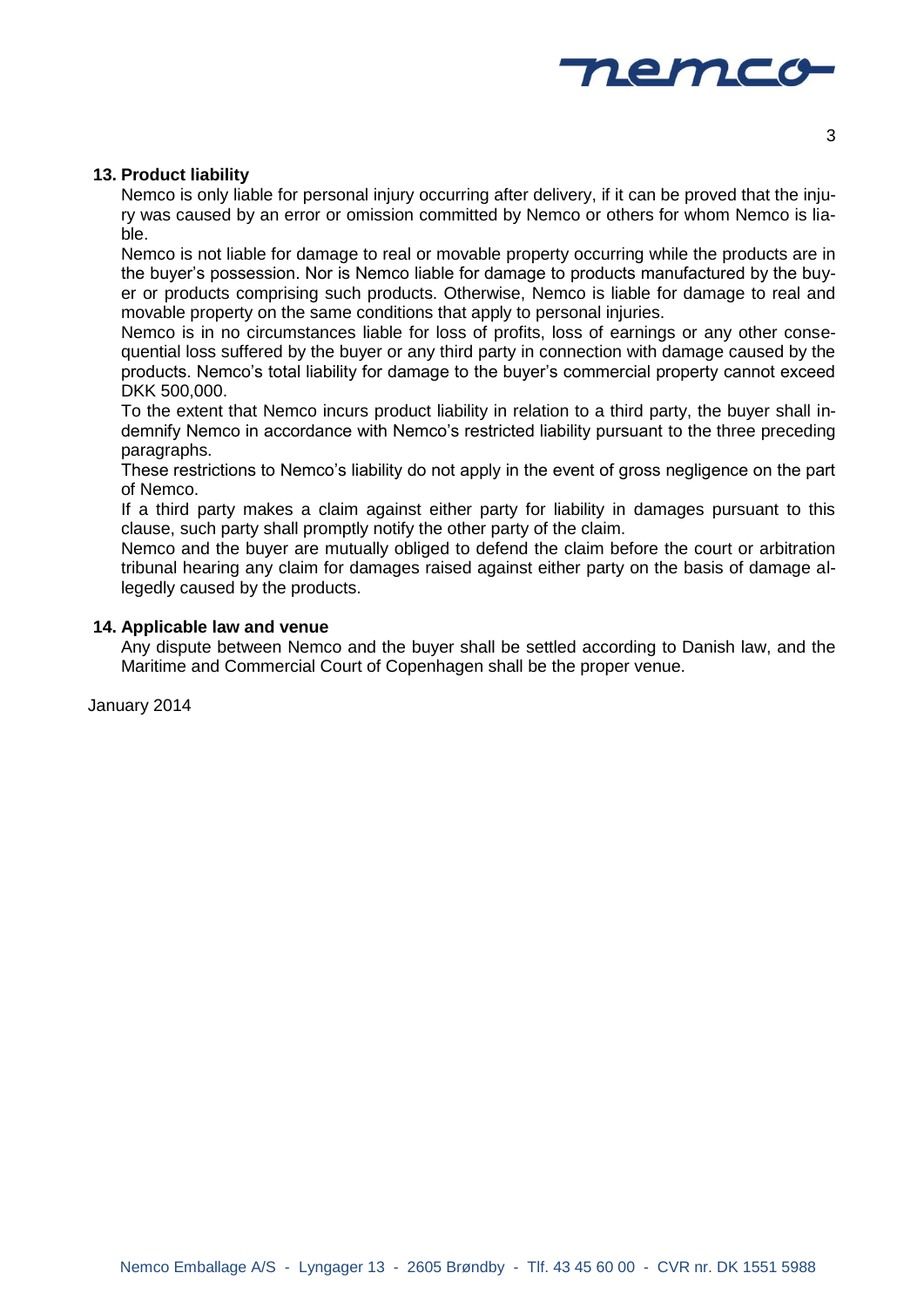## 13. Product liability

Nemco is only liable for personal injury occurring after delivery, if it can be proved that the injury was caused by an error or omission committed by Nemco or others for whom Nemco is liable.

Nemco is not liable for damage to real or movable property occurring while the products are in the buyer's possession. Nor is Nemco liable for damage to products manufactured by the buyer or products comprising such products. Otherwise, Nemco is liable for damage to real and movable property on the same conditions that apply to personal injuries.

Nemco is in no circumstances liable for loss of profits, loss of earnings or any other consequential loss suffered by the buyer or any third party in connection with damage caused by the products. Nemco's total liability for damage to the buyer's commercial property cannot exceed DKK 500,000.

To the extent that Nemco incurs product liability in relation to a third party, the buyer shall indemnify Nemco in accordance with Nemco's restricted liability pursuant to the three preceding paragraphs.

These restrictions to Nemco's liability do not apply in the event of gross negligence on the part of Nemco.

If a third party makes a claim against either party for liability in damages pursuant to this clause, such party shall promptly notify the other party of the claim.

Nemco and the buyer are mutually obliged to defend the claim before the court or arbitration tribunal hearing any claim for damages raised against either party on the basis of damage allegedly caused by the products.

## 14. Applicable law and venue

Any dispute between Nemco and the buyer shall be settled according to Danish law, and the Maritime and Commercial Court of Copenhagen shall be the proper venue.

January 2014